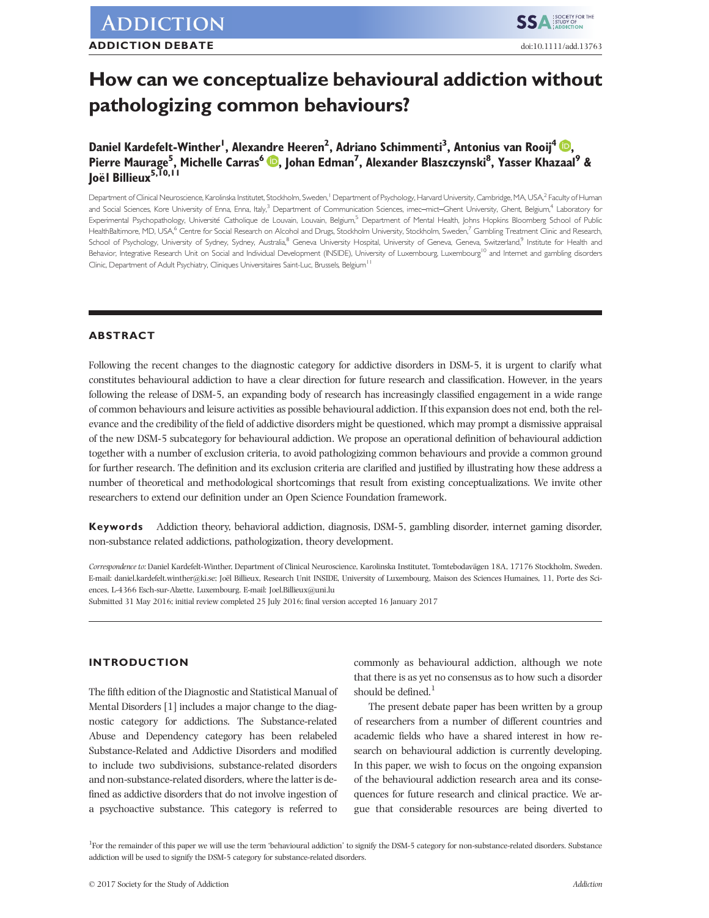ADDICTION DEBATE

doi:10.1111/add.13763

# How can we conceptualize behavioural addiction without pathologizing common behaviours?

**Daniel Kardefelt-Winther[1], Alexandre Heeren[2], Adriano Schimmenti[3], Antonius van Rooij[4], Pierre Maurage[5], Michelle Carras[6], Johan Edman[7], Alexander Blaszczynski[8], Yasser Khazaal[9] & Joël Billieux[5,10,11]**

Department of Clinical Neuroscience, Karolinska Institutet, Stockholm, Sweden,[1] Department of Psychology, Harvard University, Cambridge, MA, USA,[2] Faculty of Human and Social Sciences, Kore University of Enna, Enna, Italy,[3] Department of Communication Sciences, imec–mict–Ghent University, Ghent, Belgium,[4] Laboratory for Experimental Psychopathology, Université Catholique de Louvain, Louvain, Belgium,[5] Department of Mental Health, Johns Hopkins Bloomberg School of Public HealthBaltimore, MD, USA,[6] Centre for Social Research on Alcohol and Drugs, Stockholm University, Stockholm, Sweden,[7] Gambling Treatment Clinic and Research, School of Psychology, University of Sydney, Sydney, Australia,[8] Geneva University Hospital, University of Geneva, Geneva, Switzerland,[9] Institute for Health and Behavior, Integrative Research Unit on Social and Individual Development (INSIDE), University of Luxembourg, Luxembourg[10] and Internet and gambling disorders Clinic, Department of Adult Psychiatry, Cliniques Universitaires Saint-Luc, Brussels, Belgium[11]

## ABSTRACT

Following the recent changes to the diagnostic category for addictive disorders in DSM-5, it is urgent to clarify what constitutes behavioural addiction to have a clear direction for future research and classification. However, in the years following the release of DSM-5, an expanding body of research has increasingly classified engagement in a wide range of common behaviours and leisure activities as possible behavioural addiction. If this expansion does not end, both the relevance and the credibility of the field of addictive disorders might be questioned, which may prompt a dismissive appraisal of the new DSM-5 subcategory for behavioural addiction. We propose an operational definition of behavioural addiction together with a number of exclusion criteria, to avoid pathologizing common behaviours and provide a common ground for further research. The definition and its exclusion criteria are clarified and justified by illustrating how these address a number of theoretical and methodological shortcomings that result from existing conceptualizations. We invite other researchers to extend our definition under an Open Science Foundation framework.

**Keywords** Addiction theory, behavioral addiction, diagnosis, DSM-5, gambling disorder, internet gaming disorder, non-substance related addictions, pathologization, theory development.

*Correspondence to:* Daniel Kardefelt-Winther, Department of Clinical Neuroscience, Karolinska Institutet, Tomtebodavägen 18A, 17176 Stockholm, Sweden. E-mail: daniel.kardefelt.winther@ki.se; Joël Billieux, Research Unit INSIDE, University of Luxembourg, Maison des Sciences Humaines, 11, Porte des Sciences, L-4366 Esch-sur-Alzette, Luxembourg. E-mail: Joel.Billieux@uni.lu
Submitted 31 May 2016; initial review completed 25 July 2016; final version accepted 16 January 2017

## INTRODUCTION

The fifth edition of the Diagnostic and Statistical Manual of Mental Disorders [1] includes a major change to the diagnostic category for addictions. The Substance-related Abuse and Dependency category has been relabeled Substance-Related and Addictive Disorders and modified to include two subdivisions, substance-related disorders and non-substance-related disorders, where the latter is defined as addictive disorders that do not involve ingestion of a psychoactive substance. This category is referred to commonly as behavioural addiction, although we note that there is as yet no consensus as to how such a disorder should be defined.[1]

The present debate paper has been written by a group of researchers from a number of different countries and academic fields who have a shared interest in how research on behavioural addiction is currently developing. In this paper, we wish to focus on the ongoing expansion of the behavioural addiction research area and its consequences for future research and clinical practice. We argue that considerable resources are being diverted to

[1]For the remainder of this paper we will use the term 'behavioural addiction' to signify the DSM-5 category for non-substance-related disorders. Substance addiction will be used to signify the DSM-5 category for substance-related disorders.

© 2017 Society for the Study of Addiction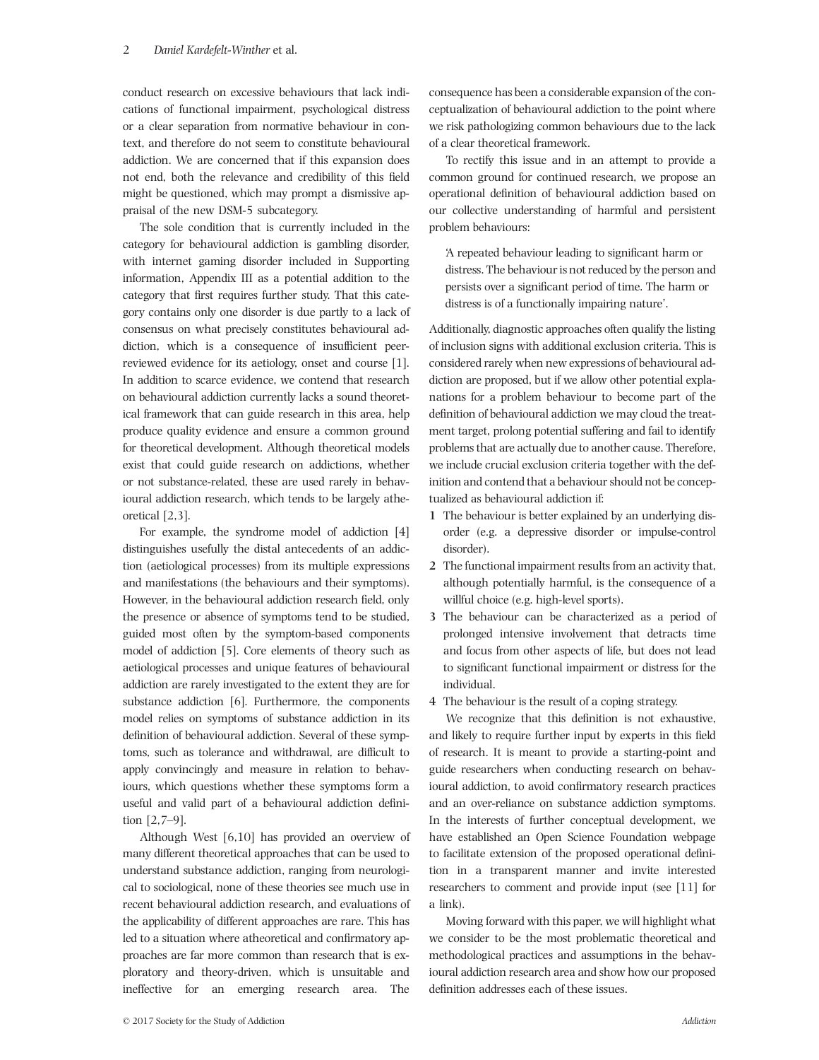conduct research on excessive behaviours that lack indications of functional impairment, psychological distress or a clear separation from normative behaviour in context, and therefore do not seem to constitute behavioural addiction. We are concerned that if this expansion does not end, both the relevance and credibility of this field might be questioned, which may prompt a dismissive appraisal of the new DSM-5 subcategory.

The sole condition that is currently included in the category for behavioural addiction is gambling disorder, with internet gaming disorder included in Supporting information, Appendix III as a potential addition to the category that first requires further study. That this category contains only one disorder is due partly to a lack of consensus on what precisely constitutes behavioural addiction, which is a consequence of insufficient peer-reviewed evidence for its aetiology, onset and course [1]. In addition to scarce evidence, we contend that research on behavioural addiction currently lacks a sound theoretical framework that can guide research in this area, help produce quality evidence and ensure a common ground for theoretical development. Although theoretical models exist that could guide research on addictions, whether or not substance-related, these are used rarely in behavioural addiction research, which tends to be largely atheoretical [2,3].

For example, the syndrome model of addiction [4] distinguishes usefully the distal antecedents of an addiction (aetiological processes) from its multiple expressions and manifestations (the behaviours and their symptoms). However, in the behavioural addiction research field, only the presence or absence of symptoms tend to be studied, guided most often by the symptom-based components model of addiction [5]. Core elements of theory such as aetiological processes and unique features of behavioural addiction are rarely investigated to the extent they are for substance addiction [6]. Furthermore, the components model relies on symptoms of substance addiction in its definition of behavioural addiction. Several of these symptoms, such as tolerance and withdrawal, are difficult to apply convincingly and measure in relation to behaviours, which questions whether these symptoms form a useful and valid part of a behavioural addiction definition [2,7–9].

Although West [6,10] has provided an overview of many different theoretical approaches that can be used to understand substance addiction, ranging from neurological to sociological, none of these theories see much use in recent behavioural addiction research, and evaluations of the applicability of different approaches are rare. This has led to a situation where atheoretical and confirmatory approaches are far more common than research that is exploratory and theory-driven, which is unsuitable and ineffective for an emerging research area. The consequence has been a considerable expansion of the conceptualization of behavioural addiction to the point where we risk pathologizing common behaviours due to the lack of a clear theoretical framework.

To rectify this issue and in an attempt to provide a common ground for continued research, we propose an operational definition of behavioural addiction based on our collective understanding of harmful and persistent problem behaviours:

> 'A repeated behaviour leading to significant harm or distress. The behaviour is not reduced by the person and persists over a significant period of time. The harm or distress is of a functionally impairing nature'.

Additionally, diagnostic approaches often qualify the listing of inclusion signs with additional exclusion criteria. This is considered rarely when new expressions of behavioural addiction are proposed, but if we allow other potential explanations for a problem behaviour to become part of the definition of behavioural addiction we may cloud the treatment target, prolong potential suffering and fail to identify problems that are actually due to another cause. Therefore, we include crucial exclusion criteria together with the definition and contend that a behaviour should not be conceptualized as behavioural addiction if:

1. The behaviour is better explained by an underlying disorder (e.g. a depressive disorder or impulse-control disorder).
2. The functional impairment results from an activity that, although potentially harmful, is the consequence of a willful choice (e.g. high-level sports).
3. The behaviour can be characterized as a period of prolonged intensive involvement that detracts time and focus from other aspects of life, but does not lead to significant functional impairment or distress for the individual.
4. The behaviour is the result of a coping strategy.

We recognize that this definition is not exhaustive, and likely to require further input by experts in this field of research. It is meant to provide a starting-point and guide researchers when conducting research on behavioural addiction, to avoid confirmatory research practices and an over-reliance on substance addiction symptoms. In the interests of further conceptual development, we have established an Open Science Foundation webpage to facilitate extension of the proposed operational definition in a transparent manner and invite interested researchers to comment and provide input (see [11] for a link).

Moving forward with this paper, we will highlight what we consider to be the most problematic theoretical and methodological practices and assumptions in the behavioural addiction research area and show how our proposed definition addresses each of these issues.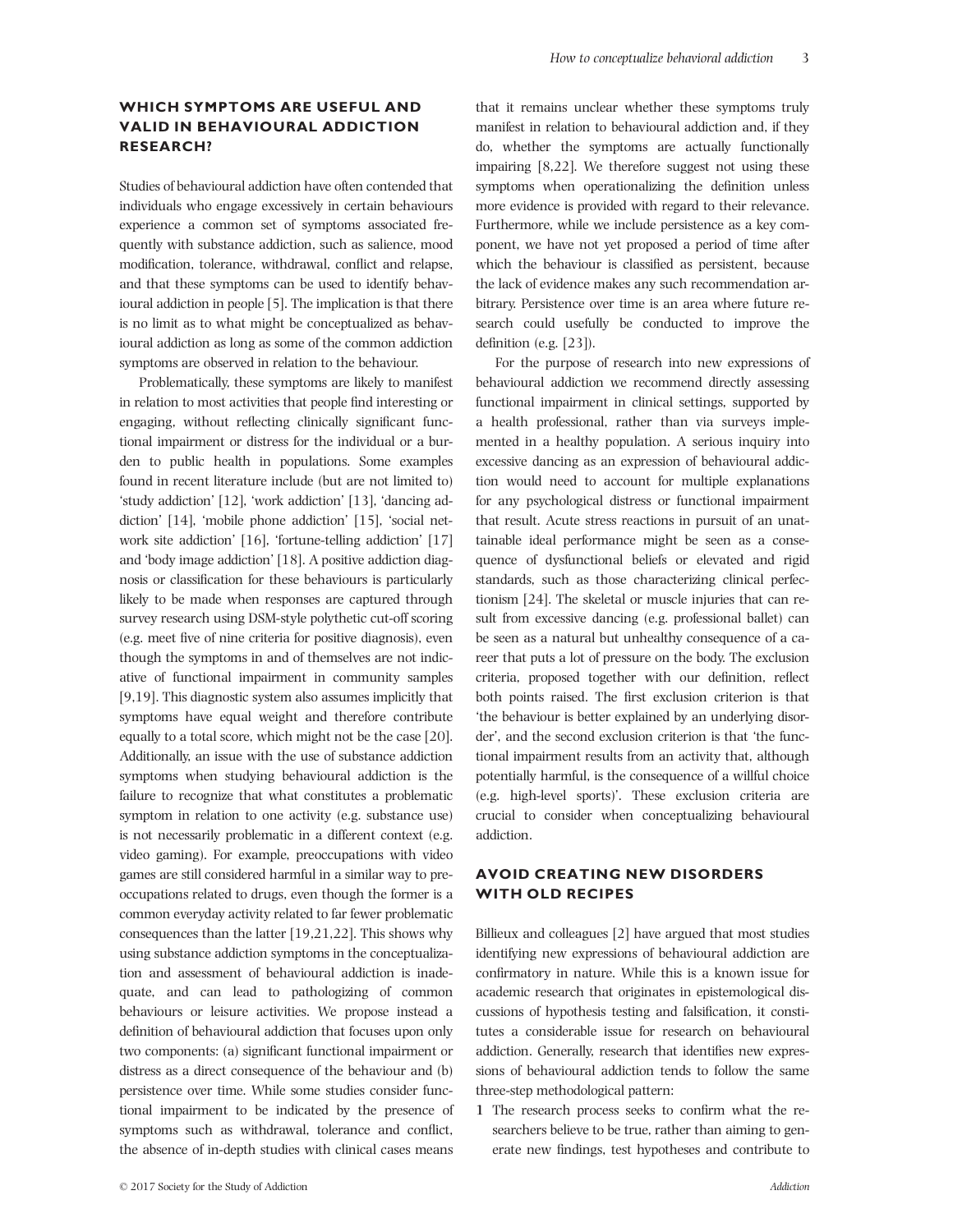## WHICH SYMPTOMS ARE USEFUL AND VALID IN BEHAVIOURAL ADDICTION RESEARCH?

Studies of behavioural addiction have often contended that individuals who engage excessively in certain behaviours experience a common set of symptoms associated frequently with substance addiction, such as salience, mood modification, tolerance, withdrawal, conflict and relapse, and that these symptoms can be used to identify behavioural addiction in people [5]. The implication is that there is no limit as to what might be conceptualized as behavioural addiction as long as some of the common addiction symptoms are observed in relation to the behaviour.

Problematically, these symptoms are likely to manifest in relation to most activities that people find interesting or engaging, without reflecting clinically significant functional impairment or distress for the individual or a burden to public health in populations. Some examples found in recent literature include (but are not limited to) 'study addiction' [12], 'work addiction' [13], 'dancing addiction' [14], 'mobile phone addiction' [15], 'social network site addiction' [16], 'fortune-telling addiction' [17] and 'body image addiction' [18]. A positive addiction diagnosis or classification for these behaviours is particularly likely to be made when responses are captured through survey research using DSM-style polythetic cut-off scoring (e.g. meet five of nine criteria for positive diagnosis), even though the symptoms in and of themselves are not indicative of functional impairment in community samples [9,19]. This diagnostic system also assumes implicitly that symptoms have equal weight and therefore contribute equally to a total score, which might not be the case [20]. Additionally, an issue with the use of substance addiction symptoms when studying behavioural addiction is the failure to recognize that what constitutes a problematic symptom in relation to one activity (e.g. substance use) is not necessarily problematic in a different context (e.g. video gaming). For example, preoccupations with video games are still considered harmful in a similar way to preoccupations related to drugs, even though the former is a common everyday activity related to far fewer problematic consequences than the latter [19,21,22]. This shows why using substance addiction symptoms in the conceptualization and assessment of behavioural addiction is inadequate, and can lead to pathologizing of common behaviours or leisure activities. We propose instead a definition of behavioural addiction that focuses upon only two components: (a) significant functional impairment or distress as a direct consequence of the behaviour and (b) persistence over time. While some studies consider functional impairment to be indicated by the presence of symptoms such as withdrawal, tolerance and conflict, the absence of in-depth studies with clinical cases means that it remains unclear whether these symptoms truly manifest in relation to behavioural addiction and, if they do, whether the symptoms are actually functionally impairing [8,22]. We therefore suggest not using these symptoms when operationalizing the definition unless more evidence is provided with regard to their relevance. Furthermore, while we include persistence as a key component, we have not yet proposed a period of time after which the behaviour is classified as persistent, because the lack of evidence makes any such recommendation arbitrary. Persistence over time is an area where future research could usefully be conducted to improve the definition (e.g. [23]).

For the purpose of research into new expressions of behavioural addiction we recommend directly assessing functional impairment in clinical settings, supported by a health professional, rather than via surveys implemented in a healthy population. A serious inquiry into excessive dancing as an expression of behavioural addiction would need to account for multiple explanations for any psychological distress or functional impairment that result. Acute stress reactions in pursuit of an unattainable ideal performance might be seen as a consequence of dysfunctional beliefs or elevated and rigid standards, such as those characterizing clinical perfectionism [24]. The skeletal or muscle injuries that can result from excessive dancing (e.g. professional ballet) can be seen as a natural but unhealthy consequence of a career that puts a lot of pressure on the body. The exclusion criteria, proposed together with our definition, reflect both points raised. The first exclusion criterion is that 'the behaviour is better explained by an underlying disorder', and the second exclusion criterion is that 'the functional impairment results from an activity that, although potentially harmful, is the consequence of a willful choice (e.g. high-level sports)'. These exclusion criteria are crucial to consider when conceptualizing behavioural addiction.

## AVOID CREATING NEW DISORDERS WITH OLD RECIPES

Billieux and colleagues [2] have argued that most studies identifying new expressions of behavioural addiction are confirmatory in nature. While this is a known issue for academic research that originates in epistemological discussions of hypothesis testing and falsification, it constitutes a considerable issue for research on behavioural addiction. Generally, research that identifies new expressions of behavioural addiction tends to follow the same three-step methodological pattern:

1. The research process seeks to confirm what the researchers believe to be true, rather than aiming to generate new findings, test hypotheses and contribute to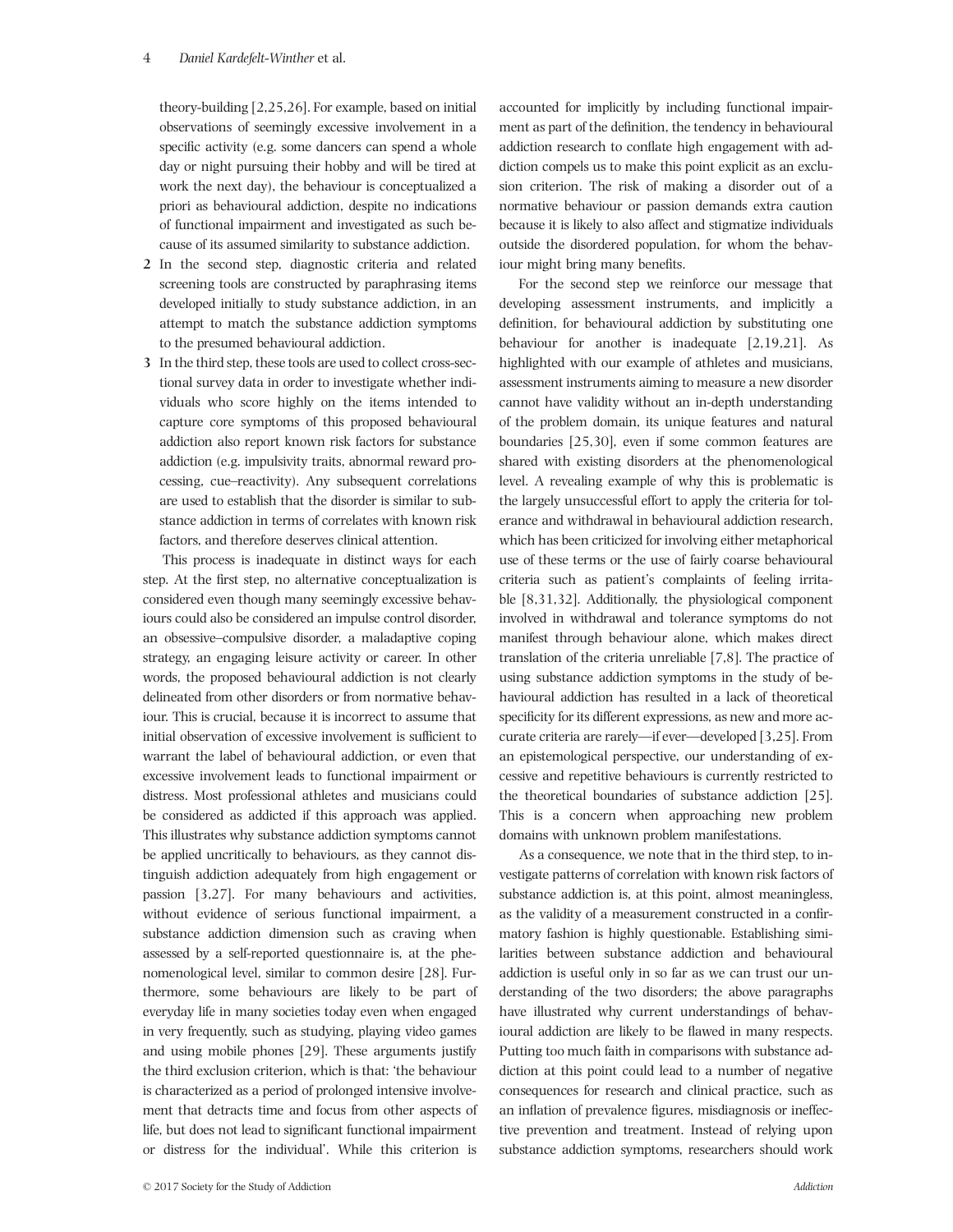theory-building [2,25,26]. For example, based on initial observations of seemingly excessive involvement in a specific activity (e.g. some dancers can spend a whole day or night pursuing their hobby and will be tired at work the next day), the behaviour is conceptualized a priori as behavioural addiction, despite no indications of functional impairment and investigated as such because of its assumed similarity to substance addiction.

2. In the second step, diagnostic criteria and related screening tools are constructed by paraphrasing items developed initially to study substance addiction, in an attempt to match the substance addiction symptoms to the presumed behavioural addiction.
3. In the third step, these tools are used to collect cross-sectional survey data in order to investigate whether individuals who score highly on the items intended to capture core symptoms of this proposed behavioural addiction also report known risk factors for substance addiction (e.g. impulsivity traits, abnormal reward processing, cue–reactivity). Any subsequent correlations are used to establish that the disorder is similar to substance addiction in terms of correlates with known risk factors, and therefore deserves clinical attention.

This process is inadequate in distinct ways for each step. At the first step, no alternative conceptualization is considered even though many seemingly excessive behaviours could also be considered an impulse control disorder, an obsessive–compulsive disorder, a maladaptive coping strategy, an engaging leisure activity or career. In other words, the proposed behavioural addiction is not clearly delineated from other disorders or from normative behaviour. This is crucial, because it is incorrect to assume that initial observation of excessive involvement is sufficient to warrant the label of behavioural addiction, or even that excessive involvement leads to functional impairment or distress. Most professional athletes and musicians could be considered as addicted if this approach was applied. This illustrates why substance addiction symptoms cannot be applied uncritically to behaviours, as they cannot distinguish addiction adequately from high engagement or passion [3,27]. For many behaviours and activities, without evidence of serious functional impairment, a substance addiction dimension such as craving when assessed by a self-reported questionnaire is, at the phenomenological level, similar to common desire [28]. Furthermore, some behaviours are likely to be part of everyday life in many societies today even when engaged in very frequently, such as studying, playing video games and using mobile phones [29]. These arguments justify the third exclusion criterion, which is that: 'the behaviour is characterized as a period of prolonged intensive involvement that detracts time and focus from other aspects of life, but does not lead to significant functional impairment or distress for the individual'. While this criterion is accounted for implicitly by including functional impairment as part of the definition, the tendency in behavioural addiction research to conflate high engagement with addiction compels us to make this point explicit as an exclusion criterion. The risk of making a disorder out of a normative behaviour or passion demands extra caution because it is likely to also affect and stigmatize individuals outside the disordered population, for whom the behaviour might bring many benefits.

For the second step we reinforce our message that developing assessment instruments, and implicitly a definition, for behavioural addiction by substituting one behaviour for another is inadequate [2,19,21]. As highlighted with our example of athletes and musicians, assessment instruments aiming to measure a new disorder cannot have validity without an in-depth understanding of the problem domain, its unique features and natural boundaries [25,30], even if some common features are shared with existing disorders at the phenomenological level. A revealing example of why this is problematic is the largely unsuccessful effort to apply the criteria for tolerance and withdrawal in behavioural addiction research, which has been criticized for involving either metaphorical use of these terms or the use of fairly coarse behavioural criteria such as patient's complaints of feeling irritable [8,31,32]. Additionally, the physiological component involved in withdrawal and tolerance symptoms do not manifest through behaviour alone, which makes direct translation of the criteria unreliable [7,8]. The practice of using substance addiction symptoms in the study of behavioural addiction has resulted in a lack of theoretical specificity for its different expressions, as new and more accurate criteria are rarely—if ever—developed [3,25]. From an epistemological perspective, our understanding of excessive and repetitive behaviours is currently restricted to the theoretical boundaries of substance addiction [25]. This is a concern when approaching new problem domains with unknown problem manifestations.

As a consequence, we note that in the third step, to investigate patterns of correlation with known risk factors of substance addiction is, at this point, almost meaningless, as the validity of a measurement constructed in a confirmatory fashion is highly questionable. Establishing similarities between substance addiction and behavioural addiction is useful only in so far as we can trust our understanding of the two disorders; the above paragraphs have illustrated why current understandings of behavioural addiction are likely to be flawed in many respects. Putting too much faith in comparisons with substance addiction at this point could lead to a number of negative consequences for research and clinical practice, such as an inflation of prevalence figures, misdiagnosis or ineffective prevention and treatment. Instead of relying upon substance addiction symptoms, researchers should work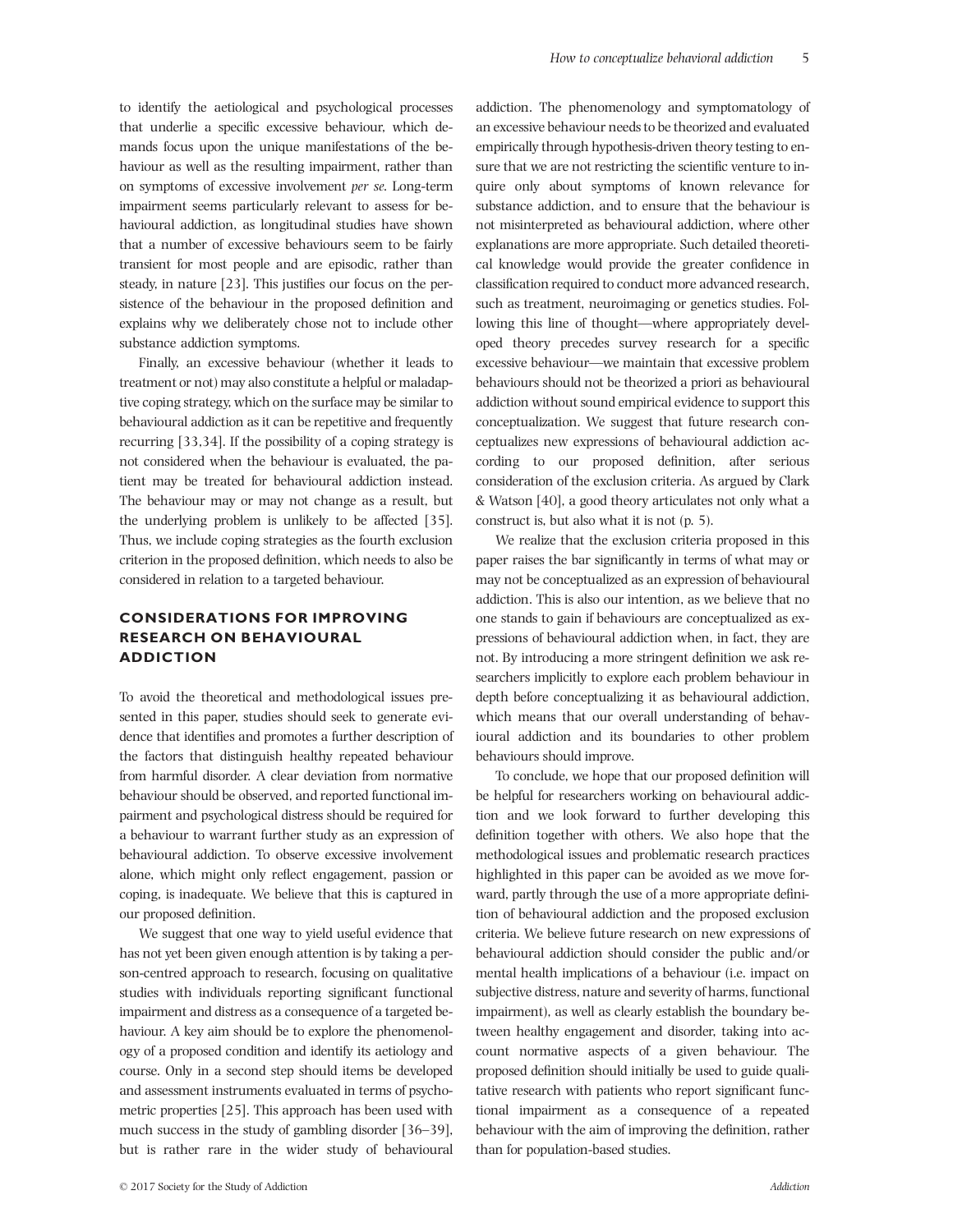to identify the aetiological and psychological processes that underlie a specific excessive behaviour, which demands focus upon the unique manifestations of the behaviour as well as the resulting impairment, rather than on symptoms of excessive involvement *per se*. Long-term impairment seems particularly relevant to assess for behavioural addiction, as longitudinal studies have shown that a number of excessive behaviours seem to be fairly transient for most people and are episodic, rather than steady, in nature [23]. This justifies our focus on the persistence of the behaviour in the proposed definition and explains why we deliberately chose not to include other substance addiction symptoms.

Finally, an excessive behaviour (whether it leads to treatment or not) may also constitute a helpful or maladaptive coping strategy, which on the surface may be similar to behavioural addiction as it can be repetitive and frequently recurring [33,34]. If the possibility of a coping strategy is not considered when the behaviour is evaluated, the patient may be treated for behavioural addiction instead. The behaviour may or may not change as a result, but the underlying problem is unlikely to be affected [35]. Thus, we include coping strategies as the fourth exclusion criterion in the proposed definition, which needs to also be considered in relation to a targeted behaviour.

## CONSIDERATIONS FOR IMPROVING RESEARCH ON BEHAVIOURAL ADDICTION

To avoid the theoretical and methodological issues presented in this paper, studies should seek to generate evidence that identifies and promotes a further description of the factors that distinguish healthy repeated behaviour from harmful disorder. A clear deviation from normative behaviour should be observed, and reported functional impairment and psychological distress should be required for a behaviour to warrant further study as an expression of behavioural addiction. To observe excessive involvement alone, which might only reflect engagement, passion or coping, is inadequate. We believe that this is captured in our proposed definition.

We suggest that one way to yield useful evidence that has not yet been given enough attention is by taking a person-centred approach to research, focusing on qualitative studies with individuals reporting significant functional impairment and distress as a consequence of a targeted behaviour. A key aim should be to explore the phenomenology of a proposed condition and identify its aetiology and course. Only in a second step should items be developed and assessment instruments evaluated in terms of psychometric properties [25]. This approach has been used with much success in the study of gambling disorder [36–39], but is rather rare in the wider study of behavioural addiction. The phenomenology and symptomatology of an excessive behaviour needs to be theorized and evaluated empirically through hypothesis-driven theory testing to ensure that we are not restricting the scientific venture to inquire only about symptoms of known relevance for substance addiction, and to ensure that the behaviour is not misinterpreted as behavioural addiction, where other explanations are more appropriate. Such detailed theoretical knowledge would provide the greater confidence in classification required to conduct more advanced research, such as treatment, neuroimaging or genetics studies. Following this line of thought—where appropriately developed theory precedes survey research for a specific excessive behaviour—we maintain that excessive problem behaviours should not be theorized a priori as behavioural addiction without sound empirical evidence to support this conceptualization. We suggest that future research conceptualizes new expressions of behavioural addiction according to our proposed definition, after serious consideration of the exclusion criteria. As argued by Clark & Watson [40], a good theory articulates not only what a construct is, but also what it is not (p. 5).

We realize that the exclusion criteria proposed in this paper raises the bar significantly in terms of what may or may not be conceptualized as an expression of behavioural addiction. This is also our intention, as we believe that no one stands to gain if behaviours are conceptualized as expressions of behavioural addiction when, in fact, they are not. By introducing a more stringent definition we ask researchers implicitly to explore each problem behaviour in depth before conceptualizing it as behavioural addiction, which means that our overall understanding of behavioural addiction and its boundaries to other problem behaviours should improve.

To conclude, we hope that our proposed definition will be helpful for researchers working on behavioural addiction and we look forward to further developing this definition together with others. We also hope that the methodological issues and problematic research practices highlighted in this paper can be avoided as we move forward, partly through the use of a more appropriate definition of behavioural addiction and the proposed exclusion criteria. We believe future research on new expressions of behavioural addiction should consider the public and/or mental health implications of a behaviour (i.e. impact on subjective distress, nature and severity of harms, functional impairment), as well as clearly establish the boundary between healthy engagement and disorder, taking into account normative aspects of a given behaviour. The proposed definition should initially be used to guide qualitative research with patients who report significant functional impairment as a consequence of a repeated behaviour with the aim of improving the definition, rather than for population-based studies.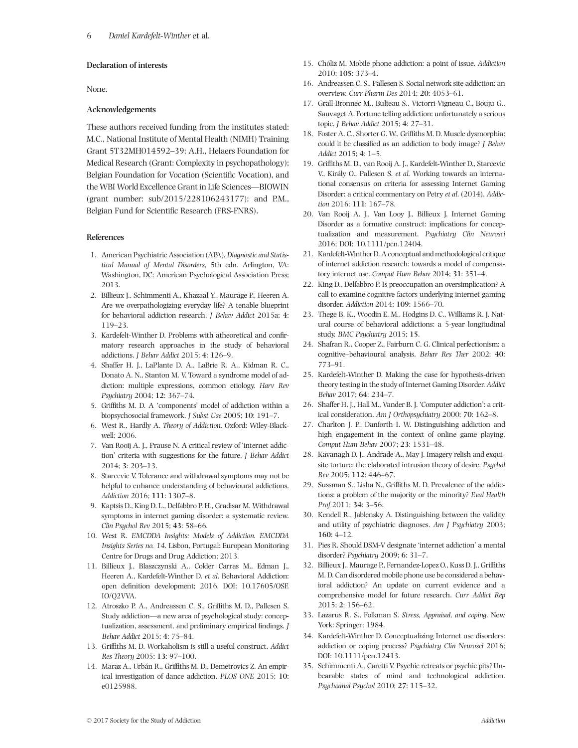### Declaration of interests

None.

### Acknowledgements

These authors received funding from the institutes stated: M.C., National Institute of Mental Health (NIMH) Training Grant 5T32MH014592–39; A.H., Helaers Foundation for Medical Research (Grant: Complexity in psychopathology); Belgian Foundation for Vocation (Scientific Vocation), and the WBI World Excellence Grant in Life Sciences—BIOWIN (grant number: sub/2015/228106243177); and P.M., Belgian Fund for Scientific Research (FRS-FNRS).

### References

1. American Psychiatric Association (APA). *Diagnostic and Statistical Manual of Mental Disorders*, 5th edn. Arlington, VA: Washington, DC: American Psychological Association Press; 2013.
2. Billieux J., Schimmenti A., Khazaal Y., Maurage P., Heeren A. Are we overpathologizing everyday life? A tenable blueprint for behavioral addiction research. *J Behav Addict* 2015a; **4**: 119–23.
3. Kardefelt-Winther D. Problems with atheoretical and confirmatory research approaches in the study of behavioral addictions. *J Behav Addict* 2015; **4**: 126–9.
4. Shaffer H. J., LaPlante D. A., LaBrie R. A., Kidman R. C., Donato A. N., Stanton M. V. Toward a syndrome model of addiction: multiple expressions, common etiology. *Harv Rev Psychiatry* 2004; **12**: 367–74.
5. Griffiths M. D. A 'components' model of addiction within a biopsychosocial framework. *J Subst Use* 2005; **10**: 191–7.
6. West R., Hardly A. *Theory of Addiction*. Oxford: Wiley-Blackwell; 2006.
7. Van Rooij A. J., Prause N. A critical review of 'internet addiction' criteria with suggestions for the future. *J Behav Addict* 2014; **3**: 203–13.
8. Starcevic V. Tolerance and withdrawal symptoms may not be helpful to enhance understanding of behavioural addictions. *Addiction* 2016; **111**: 1307–8.
9. Kaptsis D., King D. L., Delfabbro P. H., Gradisar M. Withdrawal symptoms in internet gaming disorder: a systematic review. *Clin Psychol Rev* 2015; **43**: 58–66.
10. West R. *EMCDDA Insights: Models of Addiction. EMCDDA Insights Series no. 14*. Lisbon, Portugal: European Monitoring Centre for Drugs and Drug Addiction; 2013.
11. Billieux J., Blaszczynski A., Colder Carras M., Edman J., Heeren A., Kardefelt-Winther D. *et al.* Behavioral Addiction: open definition development; 2016. DOI: 10.17605/OSF.IO/Q2VVA.
12. Atroszko P. A., Andreassen C. S., Griffiths M. D., Pallesen S. Study addiction—a new area of psychological study: conceptualization, assessment, and preliminary empirical findings. *J Behav Addict* 2015; **4**: 75–84.
13. Griffiths M. D. Workaholism is still a useful construct. *Addict Res Theory* 2005; **13**: 97–100.
14. Maraz A., Urbán R., Griffiths M. D., Demetrovics Z. An empirical investigation of dance addiction. *PLOS ONE* 2015; **10**: e0125988.
15. Chóliz M. Mobile phone addiction: a point of issue. *Addiction* 2010; **105**: 373–4.
16. Andreassen C. S., Pallesen S. Social network site addiction: an overview. *Curr Pharm Des* 2014; **20**: 4053–61.
17. Grall-Bronnec M., Bulteau S., Victorri-Vigneau C., Bouju G., Sauvaget A. Fortune telling addiction: unfortunately a serious topic. *J Behav Addict* 2015; **4**: 27–31.
18. Foster A. C., Shorter G. W., Griffiths M. D. Muscle dysmorphia: could it be classified as an addiction to body image? *J Behav Addict* 2015; **4**: 1–5.
19. Griffiths M. D., van Rooij A. J., Kardefelt-Winther D., Starcevic V., Király O., Pallesen S. *et al.* Working towards an international consensus on criteria for assessing Internet Gaming Disorder: a critical commentary on Petry *et al.* (2014). *Addiction* 2016; **111**: 167–78.
20. Van Rooij A. J., Van Looy J., Billieux J. Internet Gaming Disorder as a formative construct: implications for conceptualization and measurement. *Psychiatry Clin Neurosci* 2016; DOI: 10.1111/pcn.12404.
21. Kardefelt-Winther D. A conceptual and methodological critique of internet addiction research: towards a model of compensatory internet use. *Comput Hum Behav* 2014; **31**: 351–4.
22. King D., Delfabbro P. Is preoccupation an oversimplification? A call to examine cognitive factors underlying internet gaming disorder. *Addiction* 2014; **109**: 1566–70.
23. Thege B. K., Woodin E. M., Hodgins D. C., Williams R. J. Natural course of behavioral addictions: a 5-year longitudinal study. *BMC Psychiatry* 2015; **15**.
24. Shafran R., Cooper Z., Fairburn C. G. Clinical perfectionism: a cognitive–behavioural analysis. *Behav Res Ther* 2002; **40**: 773–91.
25. Kardefelt-Winther D. Making the case for hypothesis-driven theory testing in the study of Internet Gaming Disorder. *Addict Behav* 2017; **64**: 234–7.
26. Shaffer H. J., Hall M., Vander B. J. 'Computer addiction': a critical consideration. *Am J Orthopsychiatry* 2000; **70**: 162–8.
27. Charlton J. P., Danforth I. W. Distinguishing addiction and high engagement in the context of online game playing. *Comput Hum Behav* 2007; **23**: 1531–48.
28. Kavanagh D. J., Andrade A., May J. Imagery relish and exquisite torture: the elaborated intrusion theory of desire. *Psychol Rev* 2005; **112**: 446–67.
29. Sussman S., Lisha N., Griffiths M. D. Prevalence of the addictions: a problem of the majority or the minority? *Eval Health Prof* 2011; **34**: 3–56.
30. Kendell R., Jablensky A. Distinguishing between the validity and utility of psychiatric diagnoses. *Am J Psychiatry* 2003; **160**: 4–12.
31. Pies R. Should DSM-V designate 'internet addiction' a mental disorder? *Psychiatry* 2009; **6**: 31–7.
32. Billieux J., Maurage P., Fernandez-Lopez O., Kuss D. J., Griffiths M. D. Can disordered mobile phone use be considered a behavioral addiction? An update on current evidence and a comprehensive model for future research. *Curr Addict Rep* 2015; **2**: 156–62.
33. Lazarus R. S., Folkman S. *Stress, Appraisal, and coping*. New York: Springer; 1984.
34. Kardefelt-Winther D. Conceptualizing Internet use disorders: addiction or coping process? *Psychiatry Clin Neurosci* 2016; DOI: 10.1111/pcn.12413.
35. Schimmenti A., Caretti V. Psychic retreats or psychic pits? Unbearable states of mind and technological addiction. *Psychoanal Psychol* 2010; **27**: 115–32.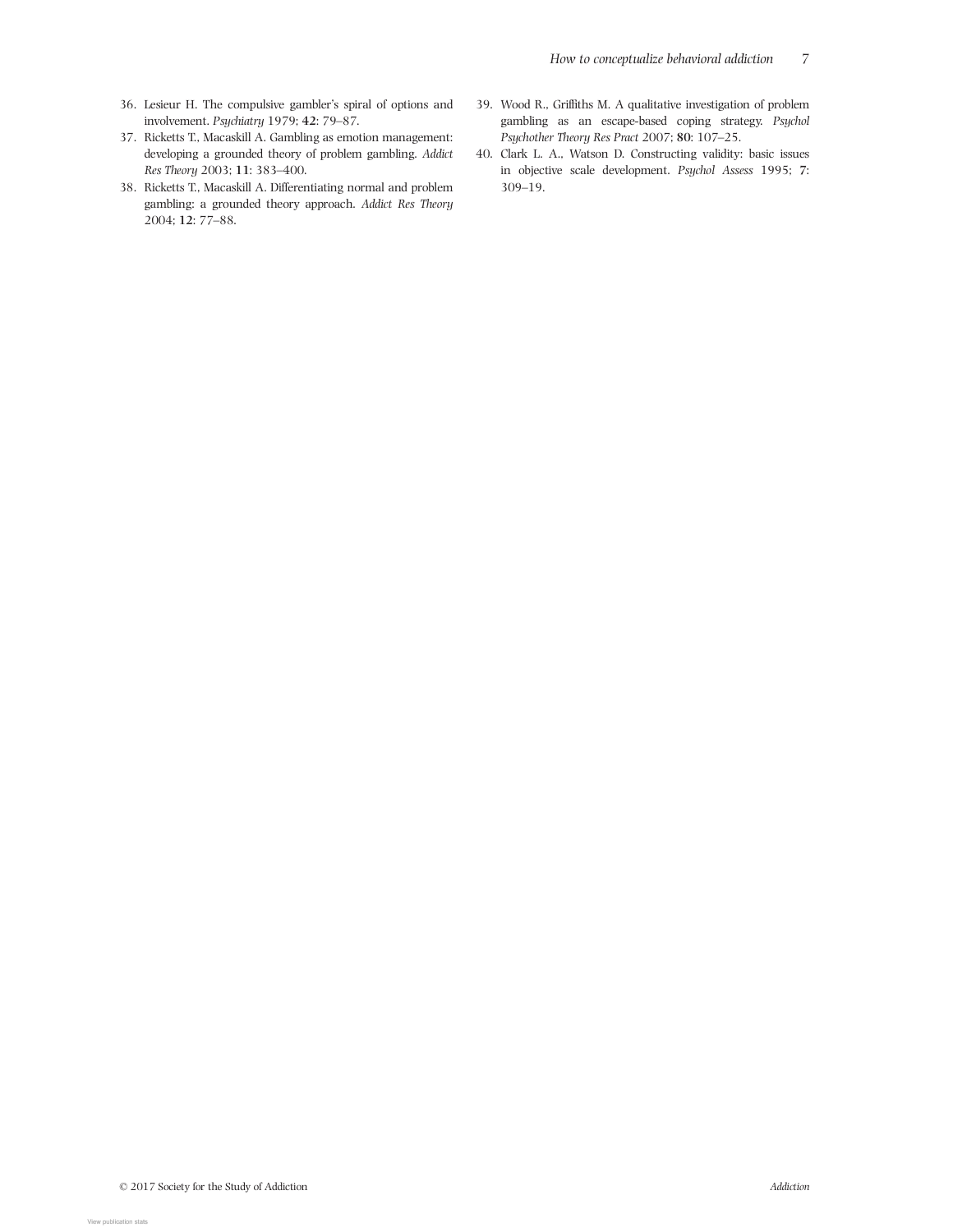36. Lesieur H. The compulsive gambler's spiral of options and involvement. *Psychiatry* 1979; **42**: 79–87.
37. Ricketts T., Macaskill A. Gambling as emotion management: developing a grounded theory of problem gambling. *Addict Res Theory* 2003; **11**: 383–400.
38. Ricketts T., Macaskill A. Differentiating normal and problem gambling: a grounded theory approach. *Addict Res Theory* 2004; **12**: 77–88.
39. Wood R., Griffiths M. A qualitative investigation of problem gambling as an escape-based coping strategy. *Psychol Psychother Theory Res Pract* 2007; **80**: 107–25.
40. Clark L. A., Watson D. Constructing validity: basic issues in objective scale development. *Psychol Assess* 1995; **7**: 309–19.